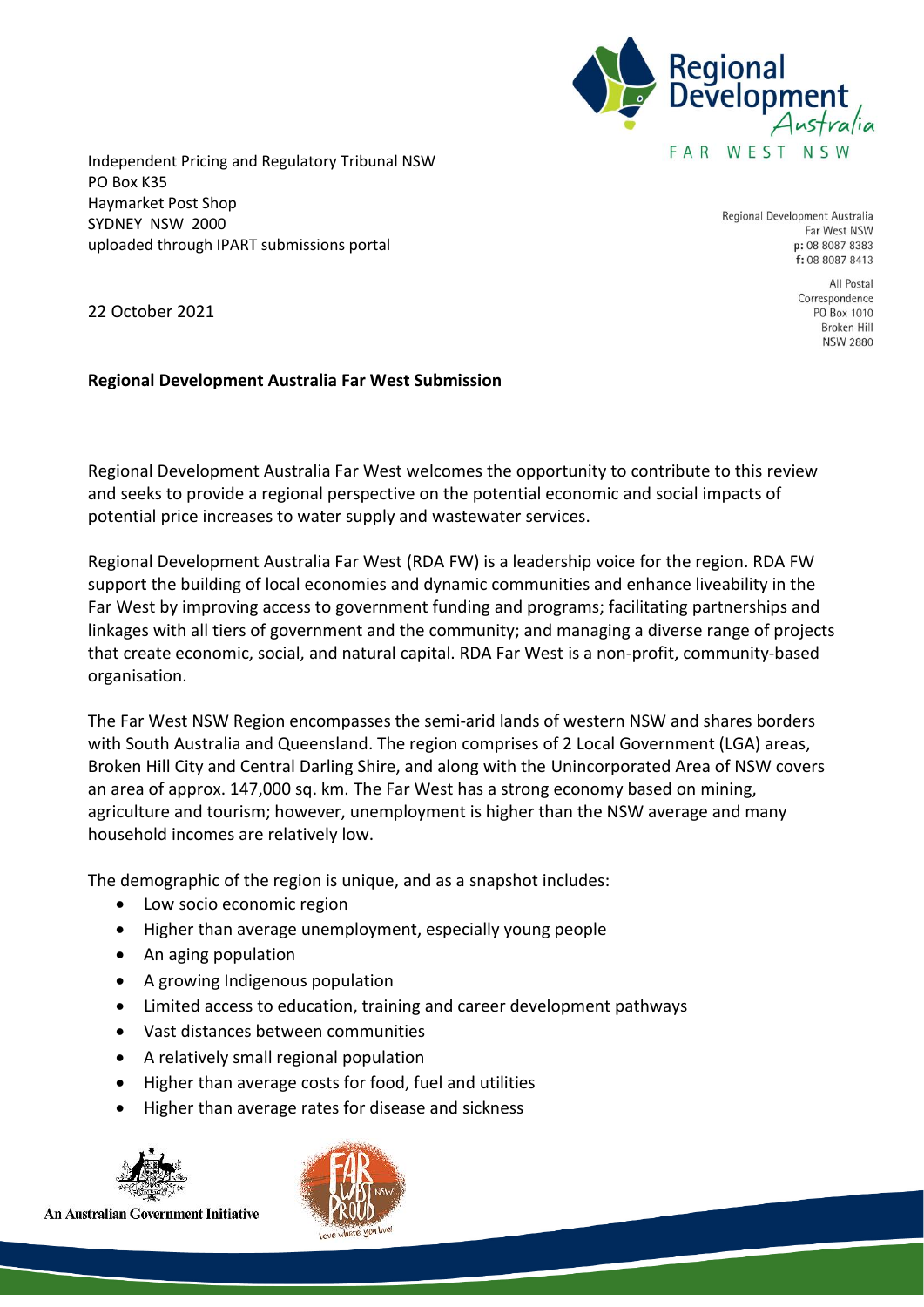Regional Development Australia
FAR WEST NSW

Regional Development Australia
Far West NSW
p: 08 8087 8383
f: 08 8087 8413

All Postal Correspondence
PO Box 1010
Broken Hill
NSW 2880

Independent Pricing and Regulatory Tribunal NSW
PO Box K35
Haymarket Post Shop
SYDNEY NSW 2000
uploaded through IPART submissions portal

22 October 2021

**Regional Development Australia Far West Submission**

Regional Development Australia Far West welcomes the opportunity to contribute to this review and seeks to provide a regional perspective on the potential economic and social impacts of potential price increases to water supply and wastewater services.

Regional Development Australia Far West (RDA FW) is a leadership voice for the region. RDA FW support the building of local economies and dynamic communities and enhance liveability in the Far West by improving access to government funding and programs; facilitating partnerships and linkages with all tiers of government and the community; and managing a diverse range of projects that create economic, social, and natural capital. RDA Far West is a non-profit, community-based organisation.

The Far West NSW Region encompasses the semi-arid lands of western NSW and shares borders with South Australia and Queensland. The region comprises of 2 Local Government (LGA) areas, Broken Hill City and Central Darling Shire, and along with the Unincorporated Area of NSW covers an area of approx. 147,000 sq. km. The Far West has a strong economy based on mining, agriculture and tourism; however, unemployment is higher than the NSW average and many household incomes are relatively low.

The demographic of the region is unique, and as a snapshot includes:

- Low socio economic region
- Higher than average unemployment, especially young people
- An aging population
- A growing Indigenous population
- Limited access to education, training and career development pathways
- Vast distances between communities
- A relatively small regional population
- Higher than average costs for food, fuel and utilities
- Higher than average rates for disease and sickness

An Australian Government Initiative

FAR WEST PROUD NSW — Love where you live!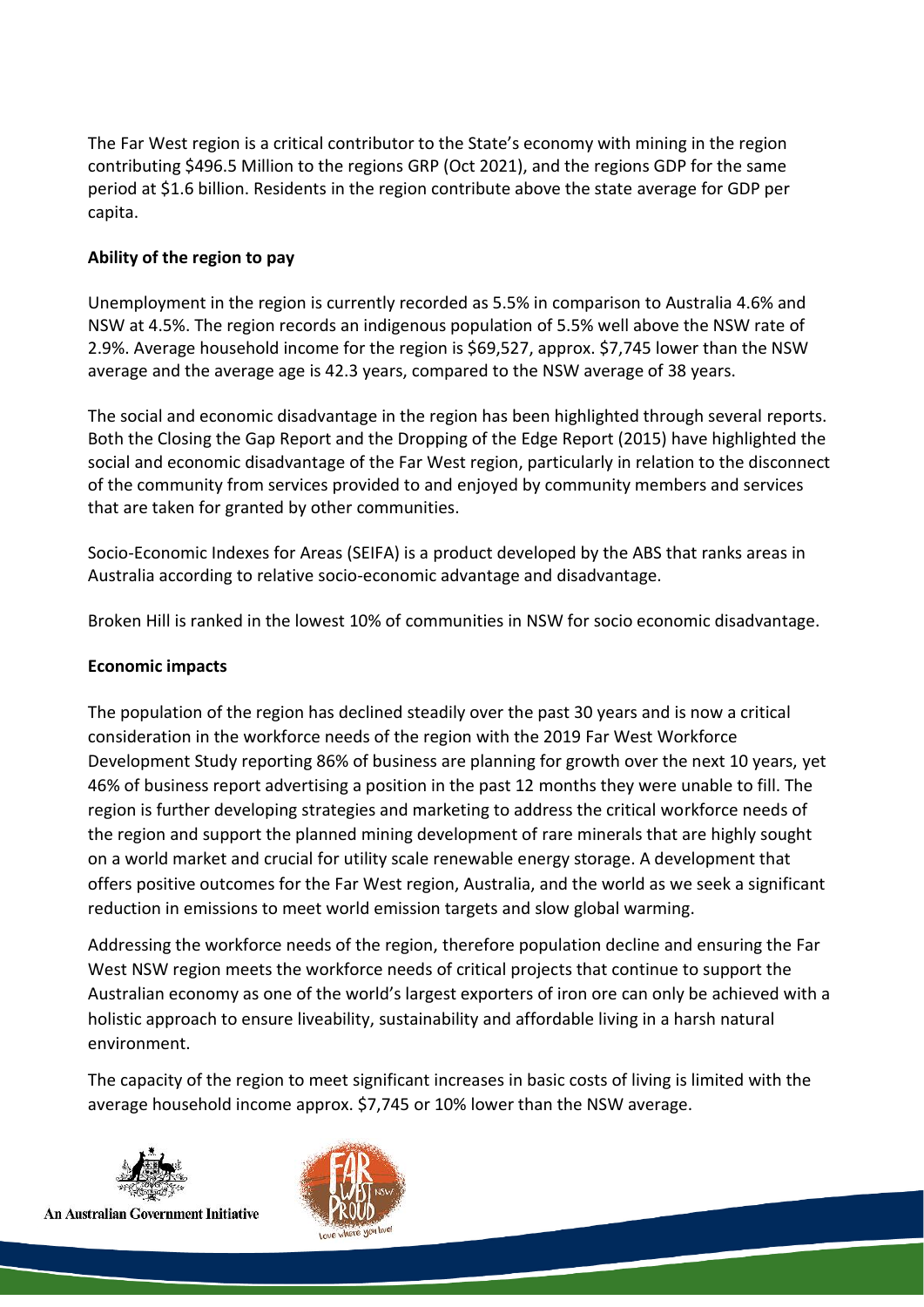The Far West region is a critical contributor to the State's economy with mining in the region contributing $496.5 Million to the regions GRP (Oct 2021), and the regions GDP for the same period at $1.6 billion. Residents in the region contribute above the state average for GDP per capita.

**Ability of the region to pay**

Unemployment in the region is currently recorded as 5.5% in comparison to Australia 4.6% and NSW at 4.5%. The region records an indigenous population of 5.5% well above the NSW rate of 2.9%. Average household income for the region is $69,527, approx. $7,745 lower than the NSW average and the average age is 42.3 years, compared to the NSW average of 38 years.

The social and economic disadvantage in the region has been highlighted through several reports. Both the Closing the Gap Report and the Dropping of the Edge Report (2015) have highlighted the social and economic disadvantage of the Far West region, particularly in relation to the disconnect of the community from services provided to and enjoyed by community members and services that are taken for granted by other communities.

Socio-Economic Indexes for Areas (SEIFA) is a product developed by the ABS that ranks areas in Australia according to relative socio-economic advantage and disadvantage.

Broken Hill is ranked in the lowest 10% of communities in NSW for socio economic disadvantage.

**Economic impacts**

The population of the region has declined steadily over the past 30 years and is now a critical consideration in the workforce needs of the region with the 2019 Far West Workforce Development Study reporting 86% of business are planning for growth over the next 10 years, yet 46% of business report advertising a position in the past 12 months they were unable to fill. The region is further developing strategies and marketing to address the critical workforce needs of the region and support the planned mining development of rare minerals that are highly sought on a world market and crucial for utility scale renewable energy storage. A development that offers positive outcomes for the Far West region, Australia, and the world as we seek a significant reduction in emissions to meet world emission targets and slow global warming.

Addressing the workforce needs of the region, therefore population decline and ensuring the Far West NSW region meets the workforce needs of critical projects that continue to support the Australian economy as one of the world's largest exporters of iron ore can only be achieved with a holistic approach to ensure liveability, sustainability and affordable living in a harsh natural environment.

The capacity of the region to meet significant increases in basic costs of living is limited with the average household income approx. $7,745 or 10% lower than the NSW average.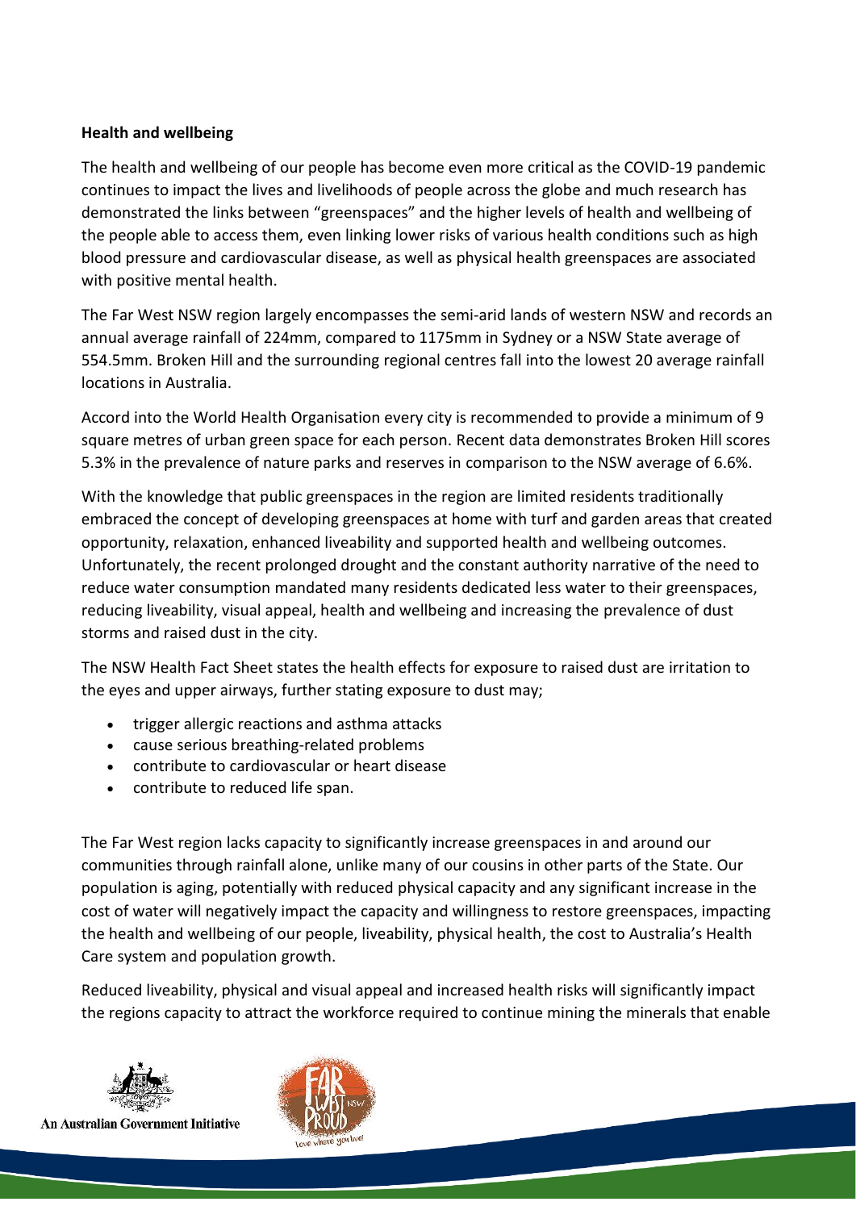**Health and wellbeing**

The health and wellbeing of our people has become even more critical as the COVID-19 pandemic continues to impact the lives and livelihoods of people across the globe and much research has demonstrated the links between "greenspaces" and the higher levels of health and wellbeing of the people able to access them, even linking lower risks of various health conditions such as high blood pressure and cardiovascular disease, as well as physical health greenspaces are associated with positive mental health.

The Far West NSW region largely encompasses the semi-arid lands of western NSW and records an annual average rainfall of 224mm, compared to 1175mm in Sydney or a NSW State average of 554.5mm. Broken Hill and the surrounding regional centres fall into the lowest 20 average rainfall locations in Australia.

Accord into the World Health Organisation every city is recommended to provide a minimum of 9 square metres of urban green space for each person. Recent data demonstrates Broken Hill scores 5.3% in the prevalence of nature parks and reserves in comparison to the NSW average of 6.6%.

With the knowledge that public greenspaces in the region are limited residents traditionally embraced the concept of developing greenspaces at home with turf and garden areas that created opportunity, relaxation, enhanced liveability and supported health and wellbeing outcomes. Unfortunately, the recent prolonged drought and the constant authority narrative of the need to reduce water consumption mandated many residents dedicated less water to their greenspaces, reducing liveability, visual appeal, health and wellbeing and increasing the prevalence of dust storms and raised dust in the city.

The NSW Health Fact Sheet states the health effects for exposure to raised dust are irritation to the eyes and upper airways, further stating exposure to dust may;

- trigger allergic reactions and asthma attacks
- cause serious breathing-related problems
- contribute to cardiovascular or heart disease
- contribute to reduced life span.

The Far West region lacks capacity to significantly increase greenspaces in and around our communities through rainfall alone, unlike many of our cousins in other parts of the State. Our population is aging, potentially with reduced physical capacity and any significant increase in the cost of water will negatively impact the capacity and willingness to restore greenspaces, impacting the health and wellbeing of our people, liveability, physical health, the cost to Australia's Health Care system and population growth.

Reduced liveability, physical and visual appeal and increased health risks will significantly impact the regions capacity to attract the workforce required to continue mining the minerals that enable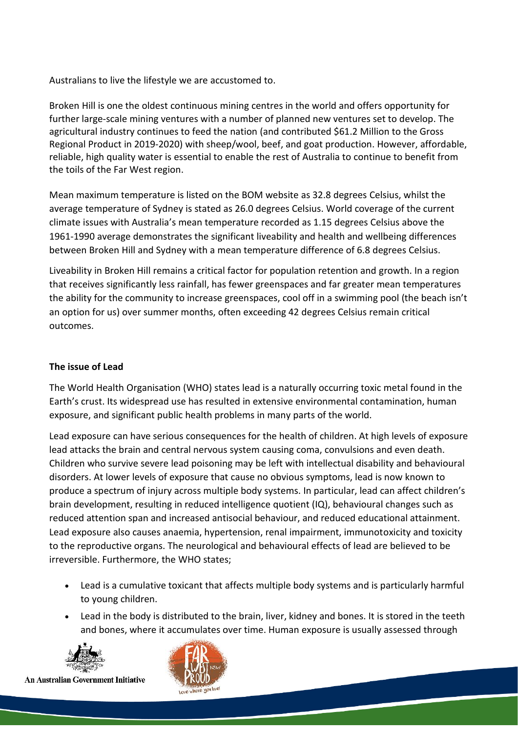Australians to live the lifestyle we are accustomed to.

Broken Hill is one the oldest continuous mining centres in the world and offers opportunity for further large-scale mining ventures with a number of planned new ventures set to develop. The agricultural industry continues to feed the nation (and contributed $61.2 Million to the Gross Regional Product in 2019-2020) with sheep/wool, beef, and goat production. However, affordable, reliable, high quality water is essential to enable the rest of Australia to continue to benefit from the toils of the Far West region.

Mean maximum temperature is listed on the BOM website as 32.8 degrees Celsius, whilst the average temperature of Sydney is stated as 26.0 degrees Celsius. World coverage of the current climate issues with Australia's mean temperature recorded as 1.15 degrees Celsius above the 1961-1990 average demonstrates the significant liveability and health and wellbeing differences between Broken Hill and Sydney with a mean temperature difference of 6.8 degrees Celsius.

Liveability in Broken Hill remains a critical factor for population retention and growth. In a region that receives significantly less rainfall, has fewer greenspaces and far greater mean temperatures the ability for the community to increase greenspaces, cool off in a swimming pool (the beach isn't an option for us) over summer months, often exceeding 42 degrees Celsius remain critical outcomes.

**The issue of Lead**

The World Health Organisation (WHO) states lead is a naturally occurring toxic metal found in the Earth's crust. Its widespread use has resulted in extensive environmental contamination, human exposure, and significant public health problems in many parts of the world.

Lead exposure can have serious consequences for the health of children. At high levels of exposure lead attacks the brain and central nervous system causing coma, convulsions and even death. Children who survive severe lead poisoning may be left with intellectual disability and behavioural disorders. At lower levels of exposure that cause no obvious symptoms, lead is now known to produce a spectrum of injury across multiple body systems. In particular, lead can affect children's brain development, resulting in reduced intelligence quotient (IQ), behavioural changes such as reduced attention span and increased antisocial behaviour, and reduced educational attainment. Lead exposure also causes anaemia, hypertension, renal impairment, immunotoxicity and toxicity to the reproductive organs. The neurological and behavioural effects of lead are believed to be irreversible. Furthermore, the WHO states;

- Lead is a cumulative toxicant that affects multiple body systems and is particularly harmful to young children.
- Lead in the body is distributed to the brain, liver, kidney and bones. It is stored in the teeth and bones, where it accumulates over time. Human exposure is usually assessed through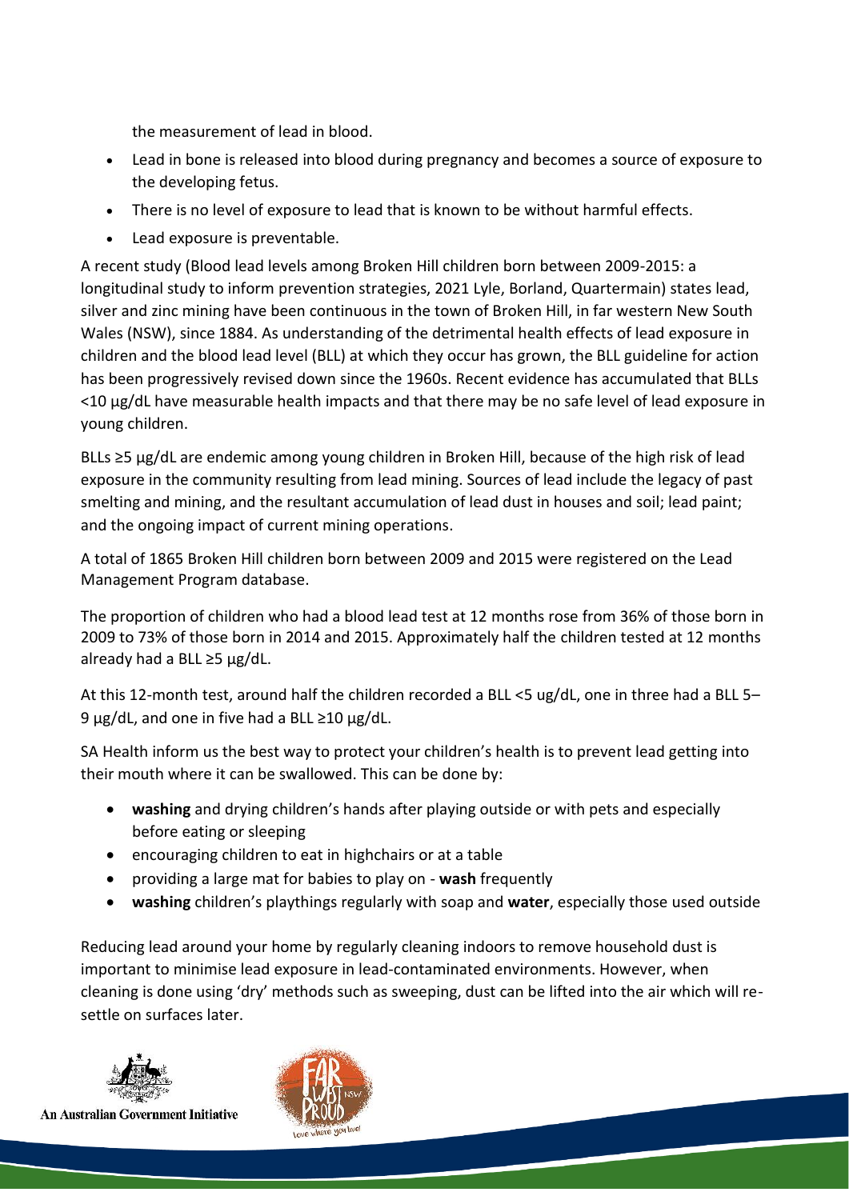the measurement of lead in blood.

- Lead in bone is released into blood during pregnancy and becomes a source of exposure to the developing fetus.
- There is no level of exposure to lead that is known to be without harmful effects.
- Lead exposure is preventable.

A recent study (Blood lead levels among Broken Hill children born between 2009-2015: a longitudinal study to inform prevention strategies, 2021 Lyle, Borland, Quartermain) states lead, silver and zinc mining have been continuous in the town of Broken Hill, in far western New South Wales (NSW), since 1884. As understanding of the detrimental health effects of lead exposure in children and the blood lead level (BLL) at which they occur has grown, the BLL guideline for action has been progressively revised down since the 1960s. Recent evidence has accumulated that BLLs <10 µg/dL have measurable health impacts and that there may be no safe level of lead exposure in young children.

BLLs ≥5 µg/dL are endemic among young children in Broken Hill, because of the high risk of lead exposure in the community resulting from lead mining. Sources of lead include the legacy of past smelting and mining, and the resultant accumulation of lead dust in houses and soil; lead paint; and the ongoing impact of current mining operations.

A total of 1865 Broken Hill children born between 2009 and 2015 were registered on the Lead Management Program database.

The proportion of children who had a blood lead test at 12 months rose from 36% of those born in 2009 to 73% of those born in 2014 and 2015. Approximately half the children tested at 12 months already had a BLL ≥5 µg/dL.

At this 12-month test, around half the children recorded a BLL <5 ug/dL, one in three had a BLL 5–9 µg/dL, and one in five had a BLL ≥10 µg/dL.

SA Health inform us the best way to protect your children's health is to prevent lead getting into their mouth where it can be swallowed. This can be done by:

- **washing** and drying children's hands after playing outside or with pets and especially before eating or sleeping
- encouraging children to eat in highchairs or at a table
- providing a large mat for babies to play on - **wash** frequently
- **washing** children's playthings regularly with soap and **water**, especially those used outside

Reducing lead around your home by regularly cleaning indoors to remove household dust is important to minimise lead exposure in lead-contaminated environments. However, when cleaning is done using 'dry' methods such as sweeping, dust can be lifted into the air which will re-settle on surfaces later.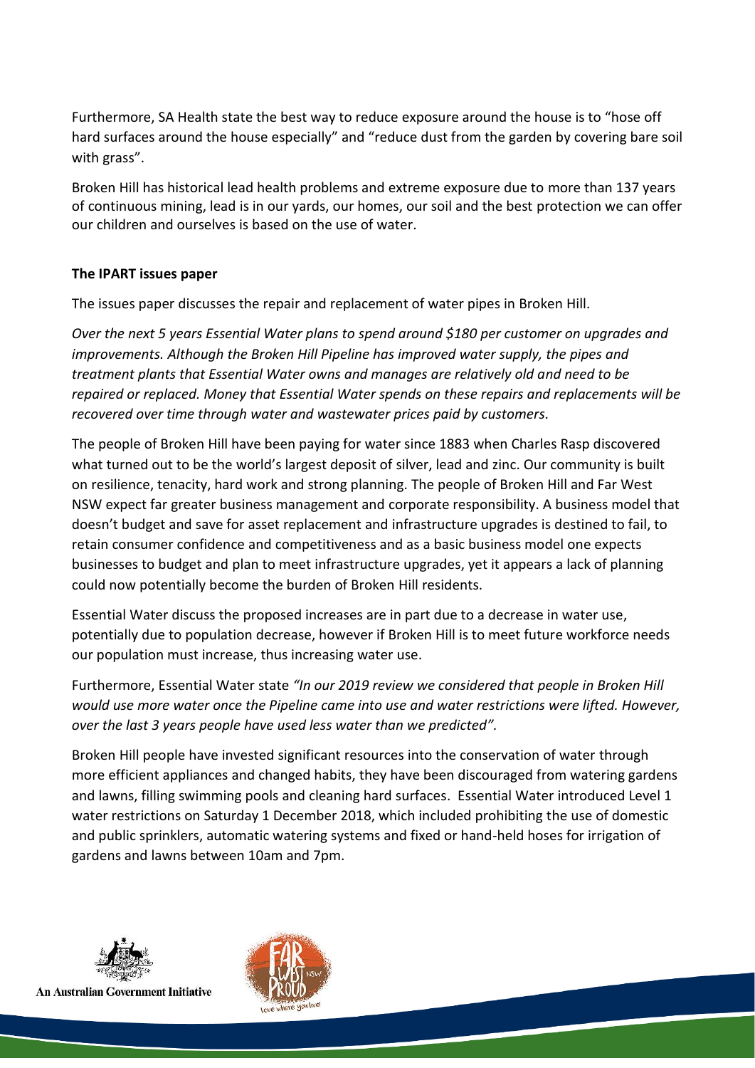Furthermore, SA Health state the best way to reduce exposure around the house is to "hose off hard surfaces around the house especially" and "reduce dust from the garden by covering bare soil with grass".

Broken Hill has historical lead health problems and extreme exposure due to more than 137 years of continuous mining, lead is in our yards, our homes, our soil and the best protection we can offer our children and ourselves is based on the use of water.

**The IPART issues paper**

The issues paper discusses the repair and replacement of water pipes in Broken Hill.

*Over the next 5 years Essential Water plans to spend around $180 per customer on upgrades and improvements. Although the Broken Hill Pipeline has improved water supply, the pipes and treatment plants that Essential Water owns and manages are relatively old and need to be repaired or replaced. Money that Essential Water spends on these repairs and replacements will be recovered over time through water and wastewater prices paid by customers.*

The people of Broken Hill have been paying for water since 1883 when Charles Rasp discovered what turned out to be the world's largest deposit of silver, lead and zinc. Our community is built on resilience, tenacity, hard work and strong planning. The people of Broken Hill and Far West NSW expect far greater business management and corporate responsibility. A business model that doesn't budget and save for asset replacement and infrastructure upgrades is destined to fail, to retain consumer confidence and competitiveness and as a basic business model one expects businesses to budget and plan to meet infrastructure upgrades, yet it appears a lack of planning could now potentially become the burden of Broken Hill residents.

Essential Water discuss the proposed increases are in part due to a decrease in water use, potentially due to population decrease, however if Broken Hill is to meet future workforce needs our population must increase, thus increasing water use.

Furthermore, Essential Water state *"In our 2019 review we considered that people in Broken Hill would use more water once the Pipeline came into use and water restrictions were lifted. However, over the last 3 years people have used less water than we predicted".*

Broken Hill people have invested significant resources into the conservation of water through more efficient appliances and changed habits, they have been discouraged from watering gardens and lawns, filling swimming pools and cleaning hard surfaces. Essential Water introduced Level 1 water restrictions on Saturday 1 December 2018, which included prohibiting the use of domestic and public sprinklers, automatic watering systems and fixed or hand-held hoses for irrigation of gardens and lawns between 10am and 7pm.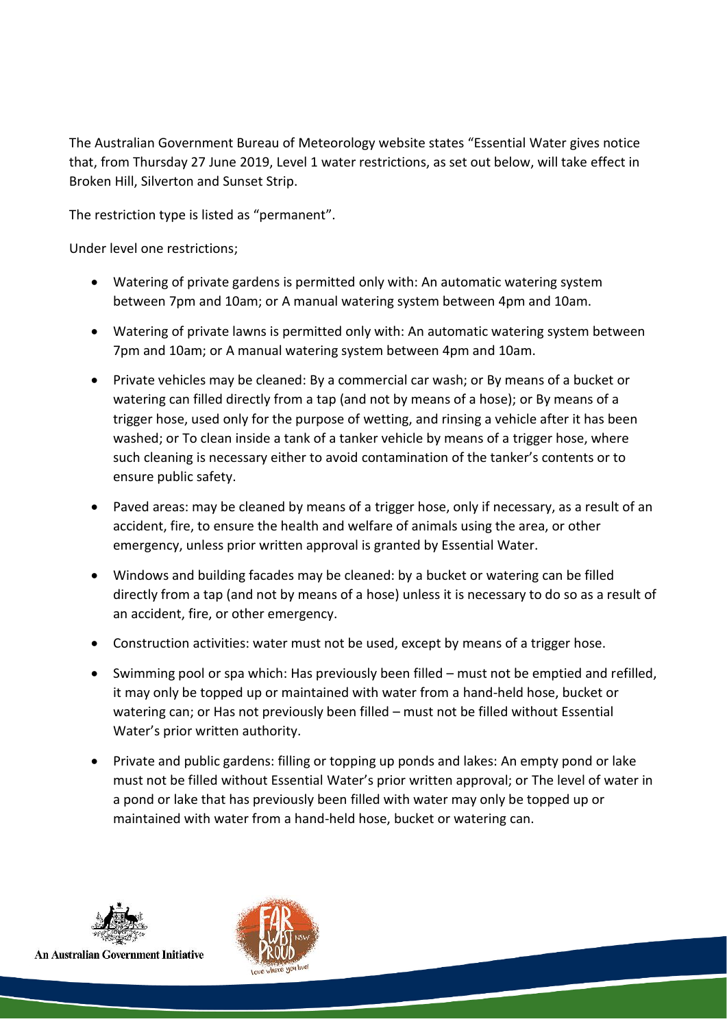The Australian Government Bureau of Meteorology website states "Essential Water gives notice that, from Thursday 27 June 2019, Level 1 water restrictions, as set out below, will take effect in Broken Hill, Silverton and Sunset Strip.

The restriction type is listed as "permanent".

Under level one restrictions;

- Watering of private gardens is permitted only with: An automatic watering system between 7pm and 10am; or A manual watering system between 4pm and 10am.
- Watering of private lawns is permitted only with: An automatic watering system between 7pm and 10am; or A manual watering system between 4pm and 10am.
- Private vehicles may be cleaned: By a commercial car wash; or By means of a bucket or watering can filled directly from a tap (and not by means of a hose); or By means of a trigger hose, used only for the purpose of wetting, and rinsing a vehicle after it has been washed; or To clean inside a tank of a tanker vehicle by means of a trigger hose, where such cleaning is necessary either to avoid contamination of the tanker's contents or to ensure public safety.
- Paved areas: may be cleaned by means of a trigger hose, only if necessary, as a result of an accident, fire, to ensure the health and welfare of animals using the area, or other emergency, unless prior written approval is granted by Essential Water.
- Windows and building facades may be cleaned: by a bucket or watering can be filled directly from a tap (and not by means of a hose) unless it is necessary to do so as a result of an accident, fire, or other emergency.
- Construction activities: water must not be used, except by means of a trigger hose.
- Swimming pool or spa which: Has previously been filled – must not be emptied and refilled, it may only be topped up or maintained with water from a hand-held hose, bucket or watering can; or Has not previously been filled – must not be filled without Essential Water's prior written authority.
- Private and public gardens: filling or topping up ponds and lakes: An empty pond or lake must not be filled without Essential Water's prior written approval; or The level of water in a pond or lake that has previously been filled with water may only be topped up or maintained with water from a hand-held hose, bucket or watering can.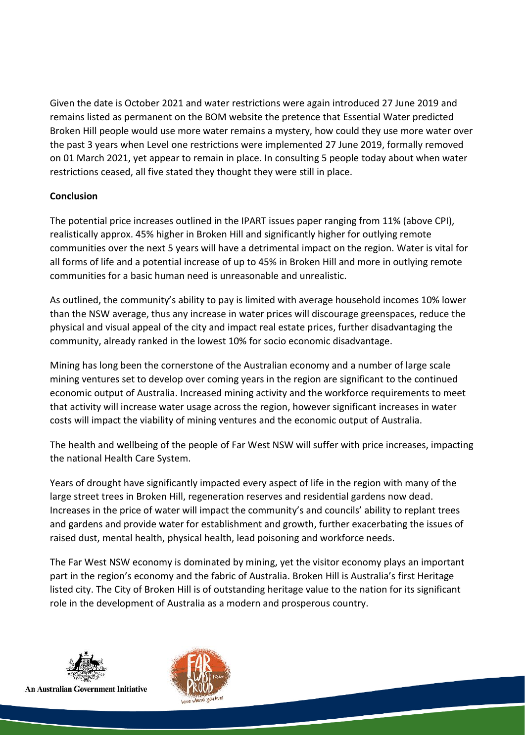Given the date is October 2021 and water restrictions were again introduced 27 June 2019 and remains listed as permanent on the BOM website the pretence that Essential Water predicted Broken Hill people would use more water remains a mystery, how could they use more water over the past 3 years when Level one restrictions were implemented 27 June 2019, formally removed on 01 March 2021, yet appear to remain in place. In consulting 5 people today about when water restrictions ceased, all five stated they thought they were still in place.

**Conclusion**

The potential price increases outlined in the IPART issues paper ranging from 11% (above CPI), realistically approx. 45% higher in Broken Hill and significantly higher for outlying remote communities over the next 5 years will have a detrimental impact on the region. Water is vital for all forms of life and a potential increase of up to 45% in Broken Hill and more in outlying remote communities for a basic human need is unreasonable and unrealistic.

As outlined, the community's ability to pay is limited with average household incomes 10% lower than the NSW average, thus any increase in water prices will discourage greenspaces, reduce the physical and visual appeal of the city and impact real estate prices, further disadvantaging the community, already ranked in the lowest 10% for socio economic disadvantage.

Mining has long been the cornerstone of the Australian economy and a number of large scale mining ventures set to develop over coming years in the region are significant to the continued economic output of Australia. Increased mining activity and the workforce requirements to meet that activity will increase water usage across the region, however significant increases in water costs will impact the viability of mining ventures and the economic output of Australia.

The health and wellbeing of the people of Far West NSW will suffer with price increases, impacting the national Health Care System.

Years of drought have significantly impacted every aspect of life in the region with many of the large street trees in Broken Hill, regeneration reserves and residential gardens now dead. Increases in the price of water will impact the community's and councils' ability to replant trees and gardens and provide water for establishment and growth, further exacerbating the issues of raised dust, mental health, physical health, lead poisoning and workforce needs.

The Far West NSW economy is dominated by mining, yet the visitor economy plays an important part in the region's economy and the fabric of Australia. Broken Hill is Australia's first Heritage listed city. The City of Broken Hill is of outstanding heritage value to the nation for its significant role in the development of Australia as a modern and prosperous country.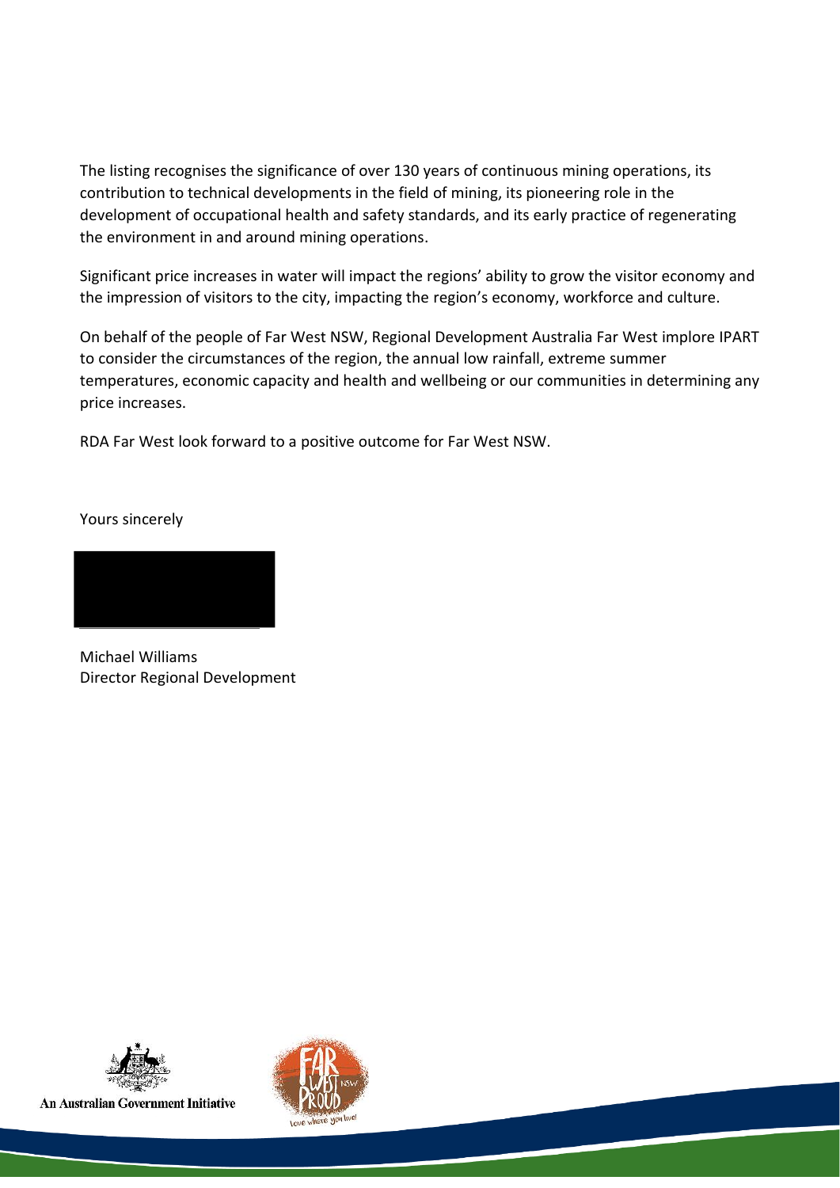The listing recognises the significance of over 130 years of continuous mining operations, its contribution to technical developments in the field of mining, its pioneering role in the development of occupational health and safety standards, and its early practice of regenerating the environment in and around mining operations.

Significant price increases in water will impact the regions' ability to grow the visitor economy and the impression of visitors to the city, impacting the region's economy, workforce and culture.

On behalf of the people of Far West NSW, Regional Development Australia Far West implore IPART to consider the circumstances of the region, the annual low rainfall, extreme summer temperatures, economic capacity and health and wellbeing or our communities in determining any price increases.

RDA Far West look forward to a positive outcome for Far West NSW.

Yours sincerely

Michael Williams
Director Regional Development

An Australian Government Initiative